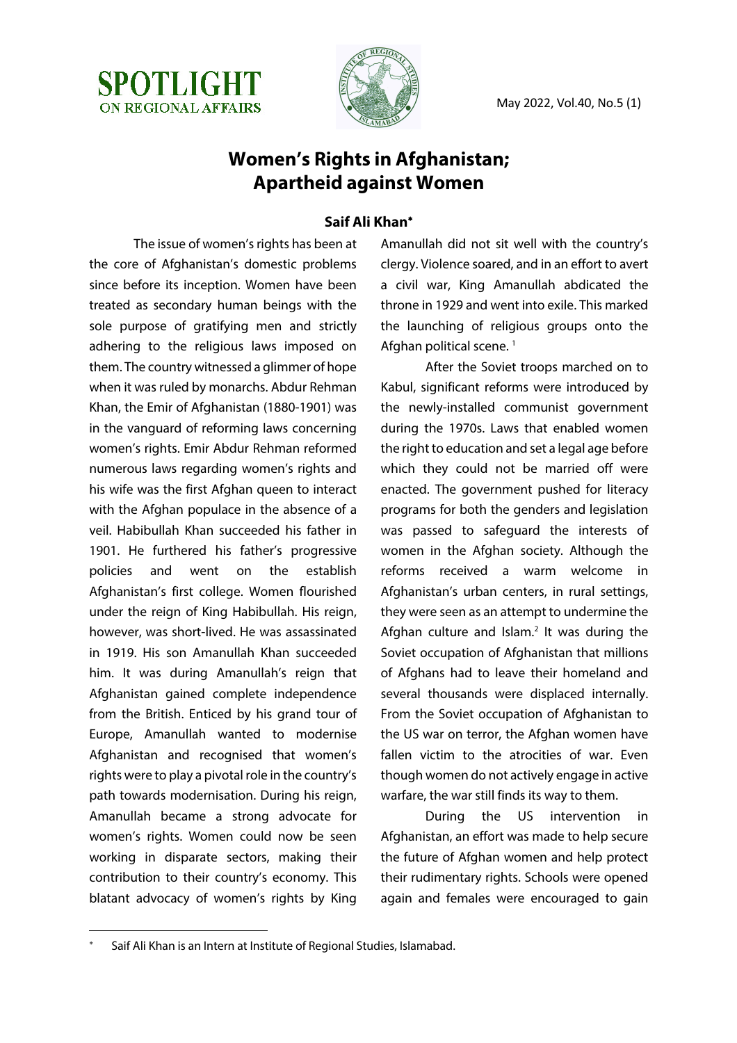# Women's Rights in Afghanistan; Apartheid against Women

**Saif Ali Khan***

The issue of women's rights has been at the core of Afghanistan's domestic problems since before its inception. Women have been treated as secondary human beings with the sole purpose of gratifying men and strictly adhering to the religious laws imposed on them. The country witnessed a glimmer of hope when it was ruled by monarchs. Abdur Rehman Khan, the Emir of Afghanistan (1880-1901) was in the vanguard of reforming laws concerning women's rights. Emir Abdur Rehman reformed numerous laws regarding women's rights and his wife was the first Afghan queen to interact with the Afghan populace in the absence of a veil. Habibullah Khan succeeded his father in 1901. He furthered his father's progressive policies and went on the establish Afghanistan's first college. Women flourished under the reign of King Habibullah. His reign, however, was short-lived. He was assassinated in 1919. His son Amanullah Khan succeeded him. It was during Amanullah's reign that Afghanistan gained complete independence from the British. Enticed by his grand tour of Europe, Amanullah wanted to modernise Afghanistan and recognised that women's rights were to play a pivotal role in the country's path towards modernisation. During his reign, Amanullah became a strong advocate for women's rights. Women could now be seen working in disparate sectors, making their contribution to their country's economy. This blatant advocacy of women's rights by King Amanullah did not sit well with the country's clergy. Violence soared, and in an effort to avert a civil war, King Amanullah abdicated the throne in 1929 and went into exile. This marked the launching of religious groups onto the Afghan political scene. [1]

After the Soviet troops marched on to Kabul, significant reforms were introduced by the newly-installed communist government during the 1970s. Laws that enabled women the right to education and set a legal age before which they could not be married off were enacted. The government pushed for literacy programs for both the genders and legislation was passed to safeguard the interests of women in the Afghan society. Although the reforms received a warm welcome in Afghanistan's urban centers, in rural settings, they were seen as an attempt to undermine the Afghan culture and Islam.[2] It was during the Soviet occupation of Afghanistan that millions of Afghans had to leave their homeland and several thousands were displaced internally. From the Soviet occupation of Afghanistan to the US war on terror, the Afghan women have fallen victim to the atrocities of war. Even though women do not actively engage in active warfare, the war still finds its way to them.

During the US intervention in Afghanistan, an effort was made to help secure the future of Afghan women and help protect their rudimentary rights. Schools were opened again and females were encouraged to gain

---

* Saif Ali Khan is an Intern at Institute of Regional Studies, Islamabad.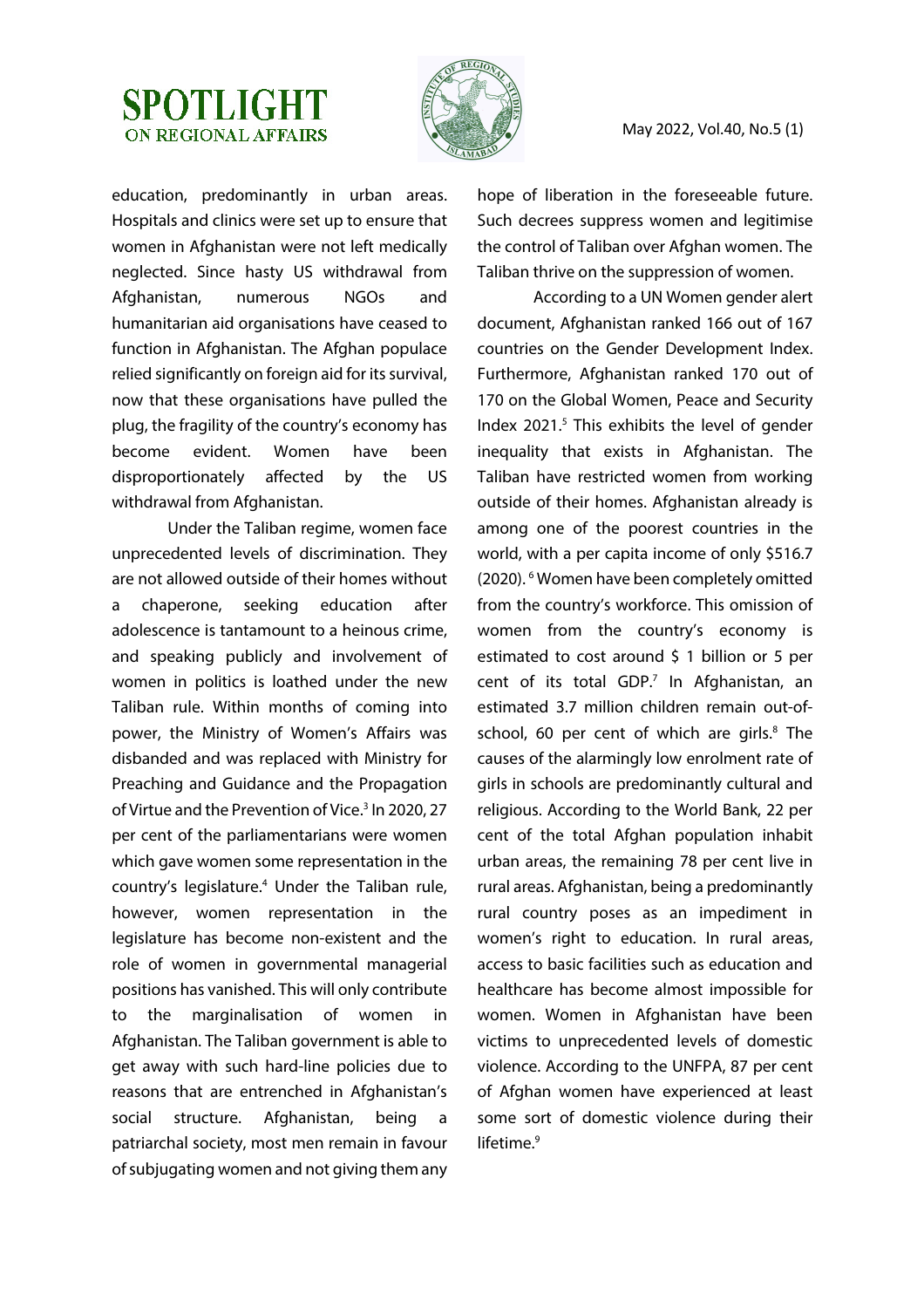education, predominantly in urban areas. Hospitals and clinics were set up to ensure that women in Afghanistan were not left medically neglected. Since hasty US withdrawal from Afghanistan, numerous NGOs and humanitarian aid organisations have ceased to function in Afghanistan. The Afghan populace relied significantly on foreign aid for its survival, now that these organisations have pulled the plug, the fragility of the country's economy has become evident. Women have been disproportionately affected by the US withdrawal from Afghanistan.

Under the Taliban regime, women face unprecedented levels of discrimination. They are not allowed outside of their homes without a chaperone, seeking education after adolescence is tantamount to a heinous crime, and speaking publicly and involvement of women in politics is loathed under the new Taliban rule. Within months of coming into power, the Ministry of Women's Affairs was disbanded and was replaced with Ministry for Preaching and Guidance and the Propagation of Virtue and the Prevention of Vice.[3] In 2020, 27 per cent of the parliamentarians were women which gave women some representation in the country's legislature.[4] Under the Taliban rule, however, women representation in the legislature has become non-existent and the role of women in governmental managerial positions has vanished. This will only contribute to the marginalisation of women in Afghanistan. The Taliban government is able to get away with such hard-line policies due to reasons that are entrenched in Afghanistan's social structure. Afghanistan, being a patriarchal society, most men remain in favour of subjugating women and not giving them any hope of liberation in the foreseeable future. Such decrees suppress women and legitimise the control of Taliban over Afghan women. The Taliban thrive on the suppression of women.

According to a UN Women gender alert document, Afghanistan ranked 166 out of 167 countries on the Gender Development Index. Furthermore, Afghanistan ranked 170 out of 170 on the Global Women, Peace and Security Index 2021.[5] This exhibits the level of gender inequality that exists in Afghanistan. The Taliban have restricted women from working outside of their homes. Afghanistan already is among one of the poorest countries in the world, with a per capita income of only $516.7 (2020).[6] Women have been completely omitted from the country's workforce. This omission of women from the country's economy is estimated to cost around $ 1 billion or 5 per cent of its total GDP.[7] In Afghanistan, an estimated 3.7 million children remain out-of-school, 60 per cent of which are girls.[8] The causes of the alarmingly low enrolment rate of girls in schools are predominantly cultural and religious. According to the World Bank, 22 per cent of the total Afghan population inhabit urban areas, the remaining 78 per cent live in rural areas. Afghanistan, being a predominantly rural country poses as an impediment in women's right to education. In rural areas, access to basic facilities such as education and healthcare has become almost impossible for women. Women in Afghanistan have been victims to unprecedented levels of domestic violence. According to the UNFPA, 87 per cent of Afghan women have experienced at least some sort of domestic violence during their lifetime.[9]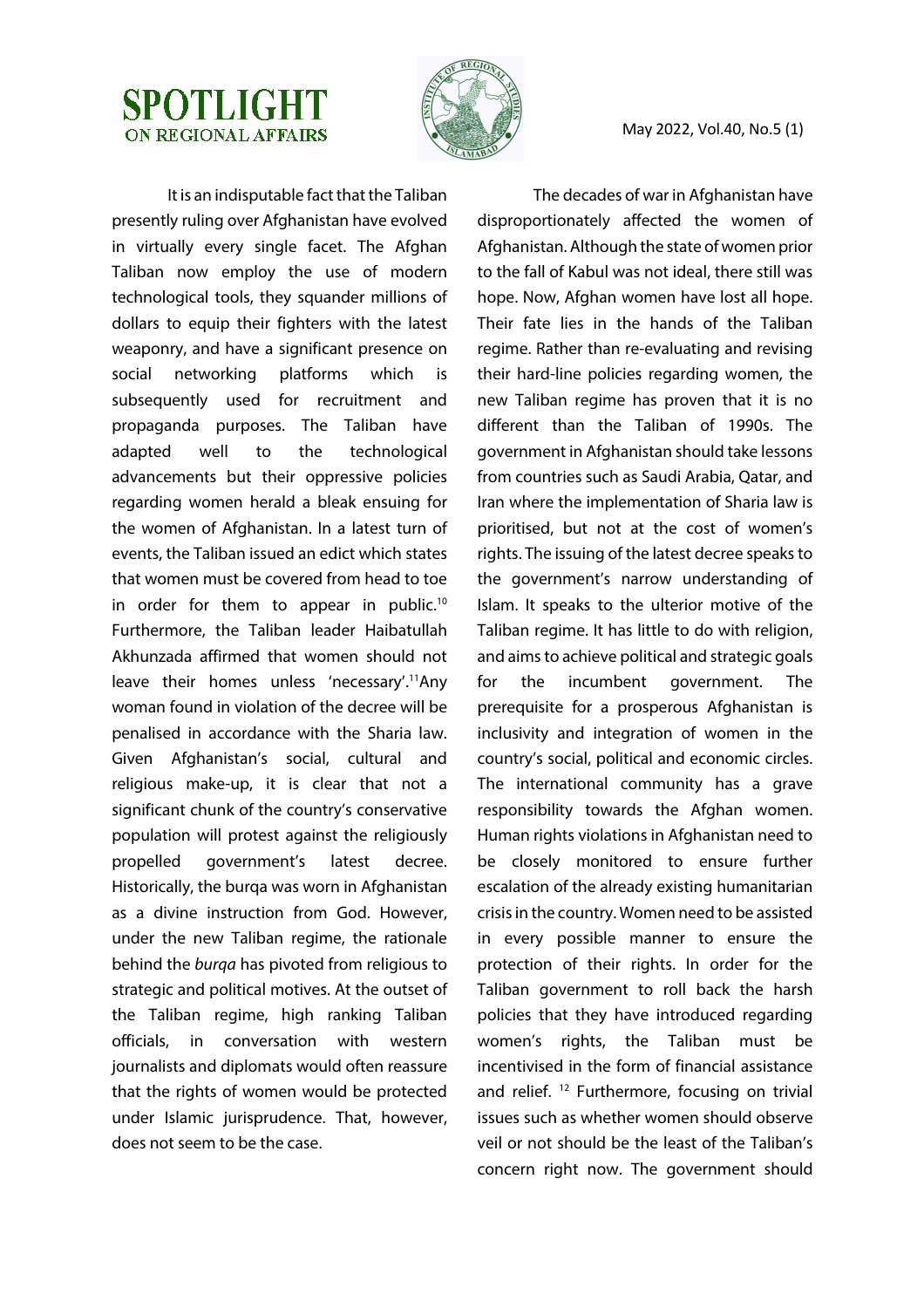It is an indisputable fact that the Taliban presently ruling over Afghanistan have evolved in virtually every single facet. The Afghan Taliban now employ the use of modern technological tools, they squander millions of dollars to equip their fighters with the latest weaponry, and have a significant presence on social networking platforms which is subsequently used for recruitment and propaganda purposes. The Taliban have adapted well to the technological advancements but their oppressive policies regarding women herald a bleak ensuing for the women of Afghanistan. In a latest turn of events, the Taliban issued an edict which states that women must be covered from head to toe in order for them to appear in public.[10] Furthermore, the Taliban leader Haibatullah Akhunzada affirmed that women should not leave their homes unless 'necessary'.[11]Any woman found in violation of the decree will be penalised in accordance with the Sharia law. Given Afghanistan's social, cultural and religious make-up, it is clear that not a significant chunk of the country's conservative population will protest against the religiously propelled government's latest decree. Historically, the burqa was worn in Afghanistan as a divine instruction from God. However, under the new Taliban regime, the rationale behind the *burqa* has pivoted from religious to strategic and political motives. At the outset of the Taliban regime, high ranking Taliban officials, in conversation with western journalists and diplomats would often reassure that the rights of women would be protected under Islamic jurisprudence. That, however, does not seem to be the case.

The decades of war in Afghanistan have disproportionately affected the women of Afghanistan. Although the state of women prior to the fall of Kabul was not ideal, there still was hope. Now, Afghan women have lost all hope. Their fate lies in the hands of the Taliban regime. Rather than re-evaluating and revising their hard-line policies regarding women, the new Taliban regime has proven that it is no different than the Taliban of 1990s. The government in Afghanistan should take lessons from countries such as Saudi Arabia, Qatar, and Iran where the implementation of Sharia law is prioritised, but not at the cost of women's rights. The issuing of the latest decree speaks to the government's narrow understanding of Islam. It speaks to the ulterior motive of the Taliban regime. It has little to do with religion, and aims to achieve political and strategic goals for the incumbent government. The prerequisite for a prosperous Afghanistan is inclusivity and integration of women in the country's social, political and economic circles. The international community has a grave responsibility towards the Afghan women. Human rights violations in Afghanistan need to be closely monitored to ensure further escalation of the already existing humanitarian crisis in the country. Women need to be assisted in every possible manner to ensure the protection of their rights. In order for the Taliban government to roll back the harsh policies that they have introduced regarding women's rights, the Taliban must be incentivised in the form of financial assistance and relief. [12] Furthermore, focusing on trivial issues such as whether women should observe veil or not should be the least of the Taliban's concern right now. The government should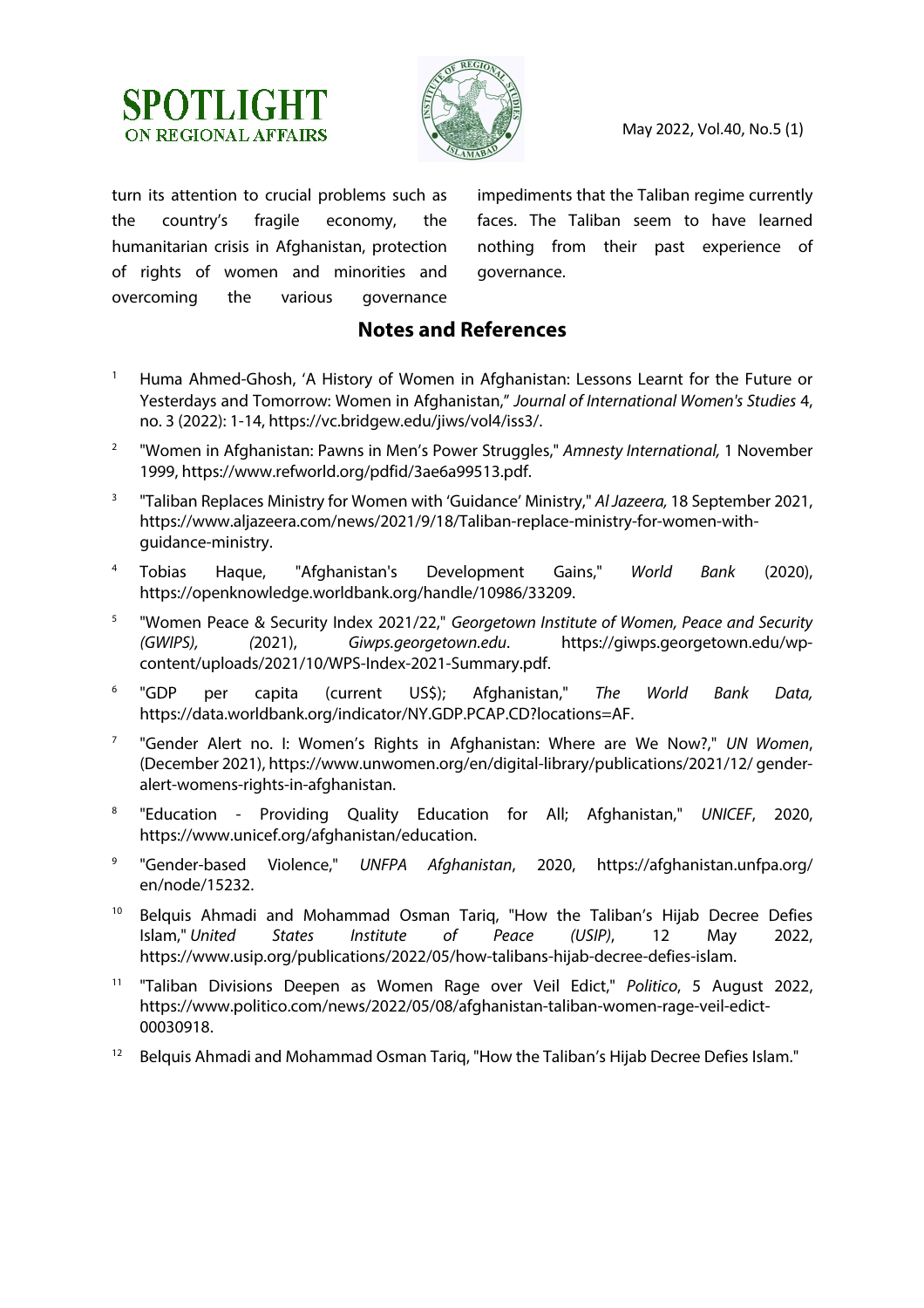turn its attention to crucial problems such as the country's fragile economy, the humanitarian crisis in Afghanistan, protection of rights of women and minorities and overcoming the various governance impediments that the Taliban regime currently faces. The Taliban seem to have learned nothing from their past experience of governance.

## Notes and References

[1] Huma Ahmed-Ghosh, 'A History of Women in Afghanistan: Lessons Learnt for the Future or Yesterdays and Tomorrow: Women in Afghanistan," *Journal of International Women's Studies* 4, no. 3 (2022): 1-14, https://vc.bridgew.edu/jiws/vol4/iss3/.

[2] "Women in Afghanistan: Pawns in Men's Power Struggles," *Amnesty International,* 1 November 1999, https://www.refworld.org/pdfid/3ae6a99513.pdf.

[3] "Taliban Replaces Ministry for Women with 'Guidance' Ministry," *Al Jazeera,* 18 September 2021, https://www.aljazeera.com/news/2021/9/18/Taliban-replace-ministry-for-women-with-guidance-ministry.

[4] Tobias Haque, "Afghanistan's Development Gains," *World Bank* (2020), https://openknowledge.worldbank.org/handle/10986/33209.

[5] "Women Peace & Security Index 2021/22," *Georgetown Institute of Women, Peace and Security (GWIPS), (*2021), *Giwps.georgetown.edu*. https://giwps.georgetown.edu/wp-content/uploads/2021/10/WPS-Index-2021-Summary.pdf.

[6] "GDP per capita (current US$); Afghanistan," *The World Bank Data,* https://data.worldbank.org/indicator/NY.GDP.PCAP.CD?locations=AF.

[7] "Gender Alert no. I: Women's Rights in Afghanistan: Where are We Now?," *UN Women*, (December 2021), https://www.unwomen.org/en/digital-library/publications/2021/12/ gender-alert-womens-rights-in-afghanistan.

[8] "Education - Providing Quality Education for All; Afghanistan," *UNICEF*, 2020, https://www.unicef.org/afghanistan/education.

[9] "Gender-based Violence," *UNFPA Afghanistan*, 2020, https://afghanistan.unfpa.org/ en/node/15232.

[10] Belquis Ahmadi and Mohammad Osman Tariq, "How the Taliban's Hijab Decree Defies Islam," *United States Institute of Peace (USIP)*, 12 May 2022, https://www.usip.org/publications/2022/05/how-talibans-hijab-decree-defies-islam.

[11] "Taliban Divisions Deepen as Women Rage over Veil Edict," *Politico*, 5 August 2022, https://www.politico.com/news/2022/05/08/afghanistan-taliban-women-rage-veil-edict-00030918.

[12] Belquis Ahmadi and Mohammad Osman Tariq, "How the Taliban's Hijab Decree Defies Islam."